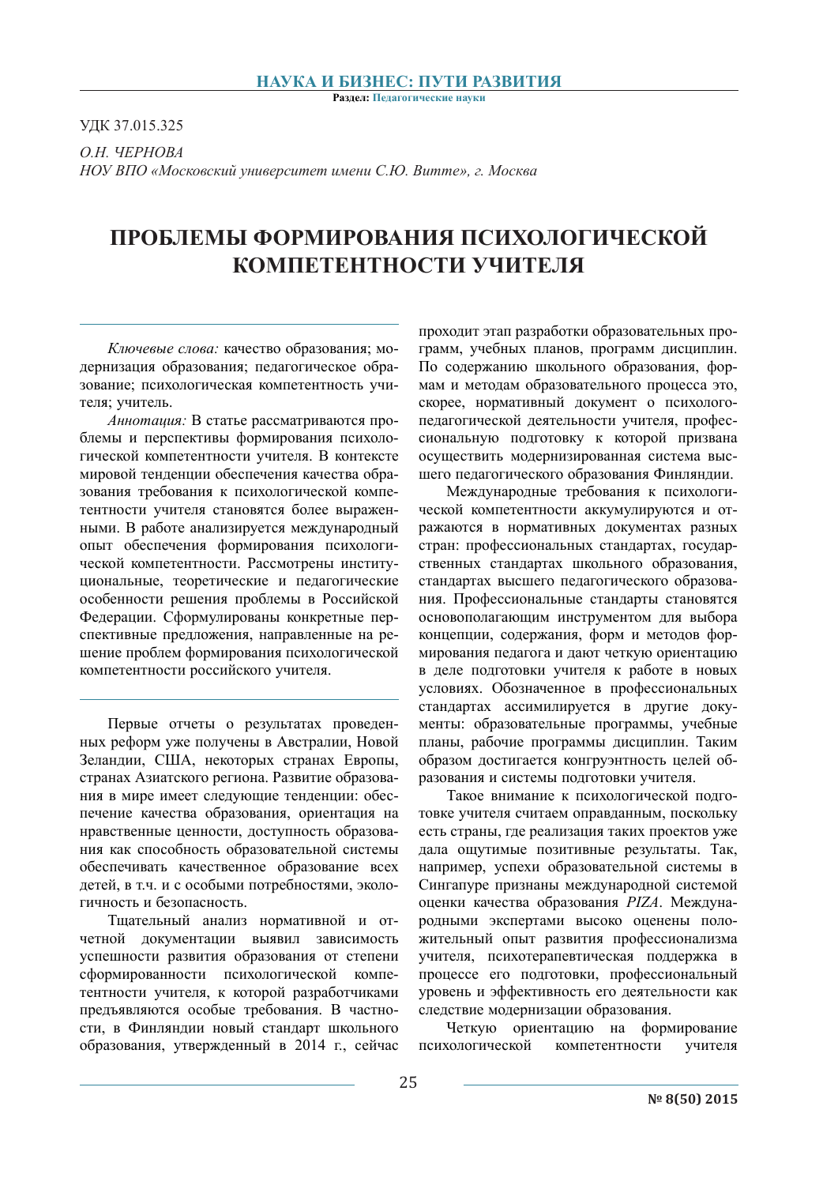УДК 37.015.325

*О.Н. ЧЕРНОВА*
*НОУ ВПО «Московский университет имени С.Ю. Витте», г. Москва*

# ПРОБЛЕМЫ ФОРМИРОВАНИЯ ПСИХОЛОГИЧЕСКОЙ КОМПЕТЕНТНОСТИ УЧИТЕЛЯ

*Ключевые слова:* качество образования; модернизация образования; педагогическое образование; психологическая компетентность учителя; учитель.

*Аннотация:* В статье рассматриваются проблемы и перспективы формирования психологической компетентности учителя. В контексте мировой тенденции обеспечения качества образования требования к психологической компетентности учителя становятся более выраженными. В работе анализируется международный опыт обеспечения формирования психологической компетентности. Рассмотрены институциональные, теоретические и педагогические особенности решения проблемы в Российской Федерации. Сформулированы конкретные перспективные предложения, направленные на решение проблем формирования психологической компетентности российского учителя.

Первые отчеты о результатах проведенных реформ уже получены в Австралии, Новой Зеландии, США, некоторых странах Европы, странах Азиатского региона. Развитие образования в мире имеет следующие тенденции: обеспечение качества образования, ориентация на нравственные ценности, доступность образования как способность образовательной системы обеспечивать качественное образование всех детей, в т.ч. и с особыми потребностями, экологичность и безопасность.

Тщательный анализ нормативной и отчетной документации выявил зависимость успешности развития образования от степени сформированности психологической компетентности учителя, к которой разработчиками предъявляются особые требования. В частности, в Финляндии новый стандарт школьного образования, утвержденный в 2014 г., сейчас проходит этап разработки образовательных программ, учебных планов, программ дисциплин. По содержанию школьного образования, формам и методам образовательного процесса это, скорее, нормативный документ о психолого-педагогической деятельности учителя, профессиональную подготовку к которой призвана осуществить модернизированная система высшего педагогического образования Финляндии.

Международные требования к психологической компетентности аккумулируются и отражаются в нормативных документах разных стран: профессиональных стандартах, государственных стандартах школьного образования, стандартах высшего педагогического образования. Профессиональные стандарты становятся основополагающим инструментом для выбора концепции, содержания, форм и методов формирования педагога и дают четкую ориентацию в деле подготовки учителя к работе в новых условиях. Обозначенное в профессиональных стандартах ассимилируется в другие документы: образовательные программы, учебные планы, рабочие программы дисциплин. Таким образом достигается конгруэнтность целей образования и системы подготовки учителя.

Такое внимание к психологической подготовке учителя считаем оправданным, поскольку есть страны, где реализация таких проектов уже дала ощутимые позитивные результаты. Так, например, успехи образовательной системы в Сингапуре признаны международной системой оценки качества образования *PIZA*. Международными экспертами высоко оценены положительный опыт развития профессионализма учителя, психотерапевтическая поддержка в процессе его подготовки, профессиональный уровень и эффективность его деятельности как следствие модернизации образования.

Четкую ориентацию на формирование психологической компетентности учителя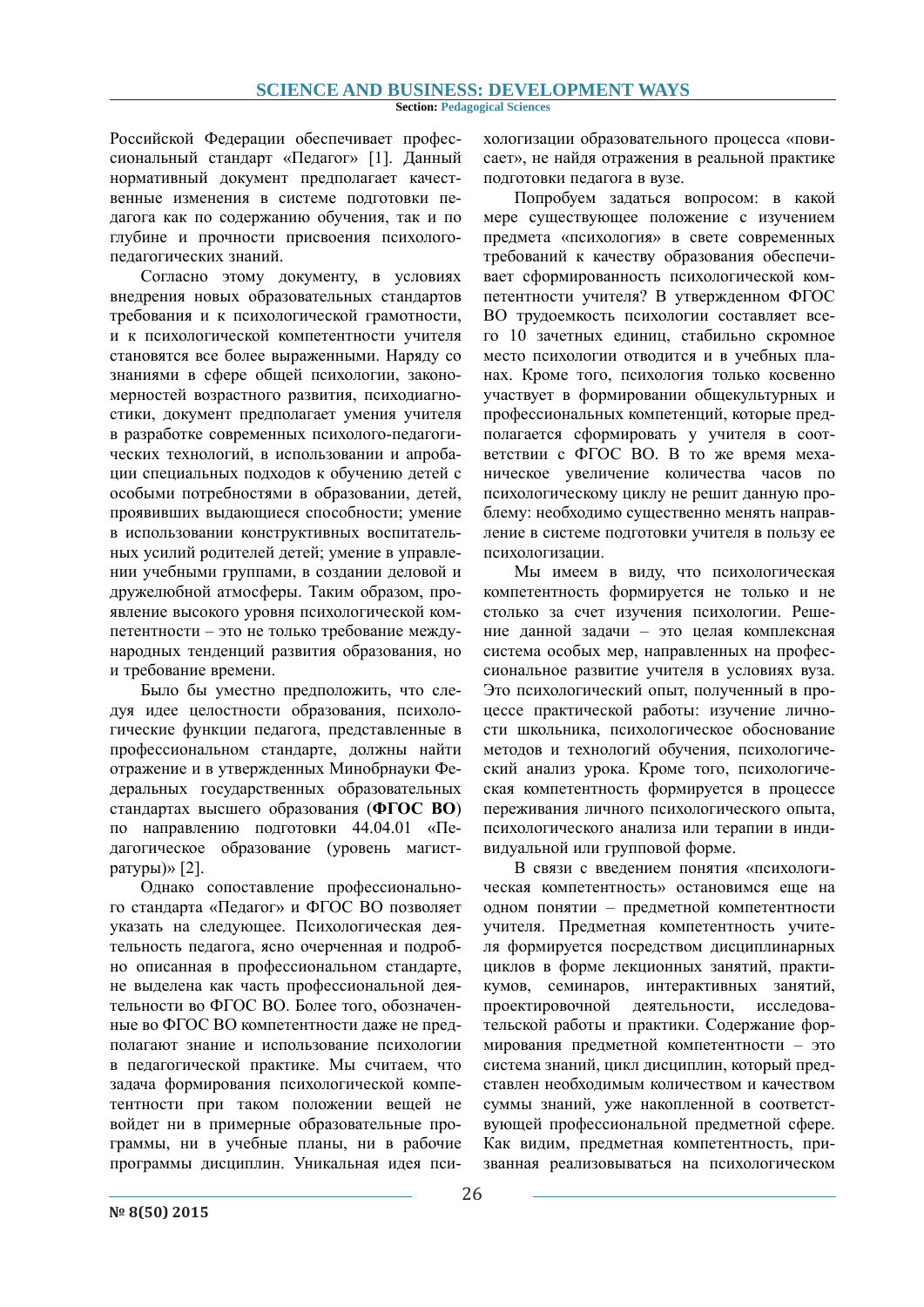Российской Федерации обеспечивает профессиональный стандарт «Педагог» [1]. Данный нормативный документ предполагает качественные изменения в системе подготовки педагога как по содержанию обучения, так и по глубине и прочности присвоения психолого-педагогических знаний.

Согласно этому документу, в условиях внедрения новых образовательных стандартов требования и к психологической грамотности, и к психологической компетентности учителя становятся все более выраженными. Наряду со знаниями в сфере общей психологии, закономерностей возрастного развития, психодиагностики, документ предполагает умения учителя в разработке современных психолого-педагогических технологий, в использовании и апробации специальных подходов к обучению детей с особыми потребностями в образовании, детей, проявивших выдающиеся способности; умение в использовании конструктивных воспитательных усилий родителей детей; умение в управлении учебными группами, в создании деловой и дружелюбной атмосферы. Таким образом, проявление высокого уровня психологической компетентности – это не только требование международных тенденций развития образования, но и требование времени.

Было бы уместно предположить, что следуя идее целостности образования, психологические функции педагога, представленные в профессиональном стандарте, должны найти отражение и в утвержденных Минобрнауки Федеральных государственных образовательных стандартах высшего образования (**ФГОС ВО**) по направлению подготовки 44.04.01 «Педагогическое образование (уровень магистратуры)» [2].

Однако сопоставление профессионального стандарта «Педагог» и ФГОС ВО позволяет указать на следующее. Психологическая деятельность педагога, ясно очерченная и подробно описанная в профессиональном стандарте, не выделена как часть профессиональной деятельности во ФГОС ВО. Более того, обозначенные во ФГОС ВО компетентности даже не предполагают знание и использование психологии в педагогической практике. Мы считаем, что задача формирования психологической компетентности при таком положении вещей не войдет ни в примерные образовательные программы, ни в учебные планы, ни в рабочие программы дисциплин. Уникальная идея психологизации образовательного процесса «повисает», не найдя отражения в реальной практике подготовки педагога в вузе.

Попробуем задаться вопросом: в какой мере существующее положение с изучением предмета «психология» в свете современных требований к качеству образования обеспечивает сформированность психологической компетентности учителя? В утвержденном ФГОС ВО трудоемкость психологии составляет всего 10 зачетных единиц, стабильно скромное место психологии отводится и в учебных планах. Кроме того, психология только косвенно участвует в формировании общекультурных и профессиональных компетенций, которые предполагается сформировать у учителя в соответствии с ФГОС ВО. В то же время механическое увеличение количества часов по психологическому циклу не решит данную проблему: необходимо существенно менять направление в системе подготовки учителя в пользу ее психологизации.

Мы имеем в виду, что психологическая компетентность формируется не только и не столько за счет изучения психологии. Решение данной задачи – это целая комплексная система особых мер, направленных на профессиональное развитие учителя в условиях вуза. Это психологический опыт, полученный в процессе практической работы: изучение личности школьника, психологическое обоснование методов и технологий обучения, психологический анализ урока. Кроме того, психологическая компетентность формируется в процессе переживания личного психологического опыта, психологического анализа или терапии в индивидуальной или групповой форме.

В связи с введением понятия «психологическая компетентность» остановимся еще на одном понятии – предметной компетентности учителя. Предметная компетентность учителя формируется посредством дисциплинарных циклов в форме лекционных занятий, практикумов, семинаров, интерактивных занятий, проектировочной деятельности, исследовательской работы и практики. Содержание формирования предметной компетентности – это система знаний, цикл дисциплин, который представлен необходимым количеством и качеством суммы знаний, уже накопленной в соответствующей профессиональной предметной сфере. Как видим, предметная компетентность, призванная реализовываться на психологическом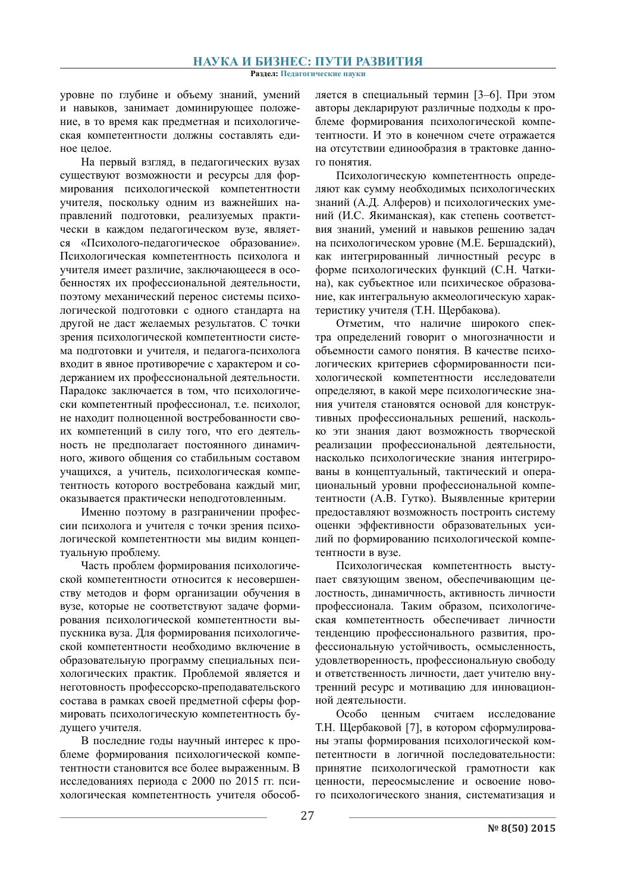уровне по глубине и объему знаний, умений и навыков, занимает доминирующее положение, в то время как предметная и психологическая компетентности должны составлять единое целое.

На первый взгляд, в педагогических вузах существуют возможности и ресурсы для формирования психологической компетентности учителя, поскольку одним из важнейших направлений подготовки, реализуемых практически в каждом педагогическом вузе, является «Психолого-педагогическое образование». Психологическая компетентность психолога и учителя имеет различие, заключающееся в особенностях их профессиональной деятельности, поэтому механический перенос системы психологической подготовки с одного стандарта на другой не даст желаемых результатов. С точки зрения психологической компетентности система подготовки и учителя, и педагога-психолога входит в явное противоречие с характером и содержанием их профессиональной деятельности. Парадокс заключается в том, что психологически компетентный профессионал, т.е. психолог, не находит полноценной востребованности своих компетенций в силу того, что его деятельность не предполагает постоянного динамичного, живого общения со стабильным составом учащихся, а учитель, психологическая компетентность которого востребована каждый миг, оказывается практически неподготовленным.

Именно поэтому в разграничении профессии психолога и учителя с точки зрения психологической компетентности мы видим концептуальную проблему.

Часть проблем формирования психологической компетентности относится к несовершенству методов и форм организации обучения в вузе, которые не соответствуют задаче формирования психологической компетентности выпускника вуза. Для формирования психологической компетентности необходимо включение в образовательную программу специальных психологических практик. Проблемой является и неготовность профессорско-преподавательского состава в рамках своей предметной сферы формировать психологическую компетентность будущего учителя.

В последние годы научный интерес к проблеме формирования психологической компетентности становится все более выраженным. В исследованиях периода с 2000 по 2015 гг. психологическая компетентность учителя обособляется в специальный термин [3–6]. При этом авторы декларируют различные подходы к проблеме формирования психологической компетентности. И это в конечном счете отражается на отсутствии единообразия в трактовке данного понятия.

Психологическую компетентность определяют как сумму необходимых психологических знаний (А.Д. Алферов) и психологических умений (И.С. Якиманская), как степень соответствия знаний, умений и навыков решению задач на психологическом уровне (М.Е. Бершадский), как интегрированный личностный ресурс в форме психологических функций (С.Н. Чаткина), как субъектное или психическое образование, как интегральную акмеологическую характеристику учителя (Т.Н. Щербакова).

Отметим, что наличие широкого спектра определений говорит о многозначности и объемности самого понятия. В качестве психологических критериев сформированности психологической компетентности исследователи определяют, в какой мере психологические знания учителя становятся основой для конструктивных профессиональных решений, насколько эти знания дают возможность творческой реализации профессиональной деятельности, насколько психологические знания интегрированы в концептуальный, тактический и операциональный уровни профессиональной компетентности (А.В. Гутко). Выявленные критерии предоставляют возможность построить систему оценки эффективности образовательных усилий по формированию психологической компетентности в вузе.

Психологическая компетентность выступает связующим звеном, обеспечивающим целостность, динамичность, активность личности профессионала. Таким образом, психологическая компетентность обеспечивает личности тенденцию профессионального развития, профессиональную устойчивость, осмысленность, удовлетворенность, профессиональную свободу и ответственность личности, дает учителю внутренний ресурс и мотивацию для инновационной деятельности.

Особо ценным считаем исследование Т.Н. Щербаковой [7], в котором сформулированы этапы формирования психологической компетентности в логичной последовательности: принятие психологической грамотности как ценности, переосмысление и освоение нового психологического знания, систематизация и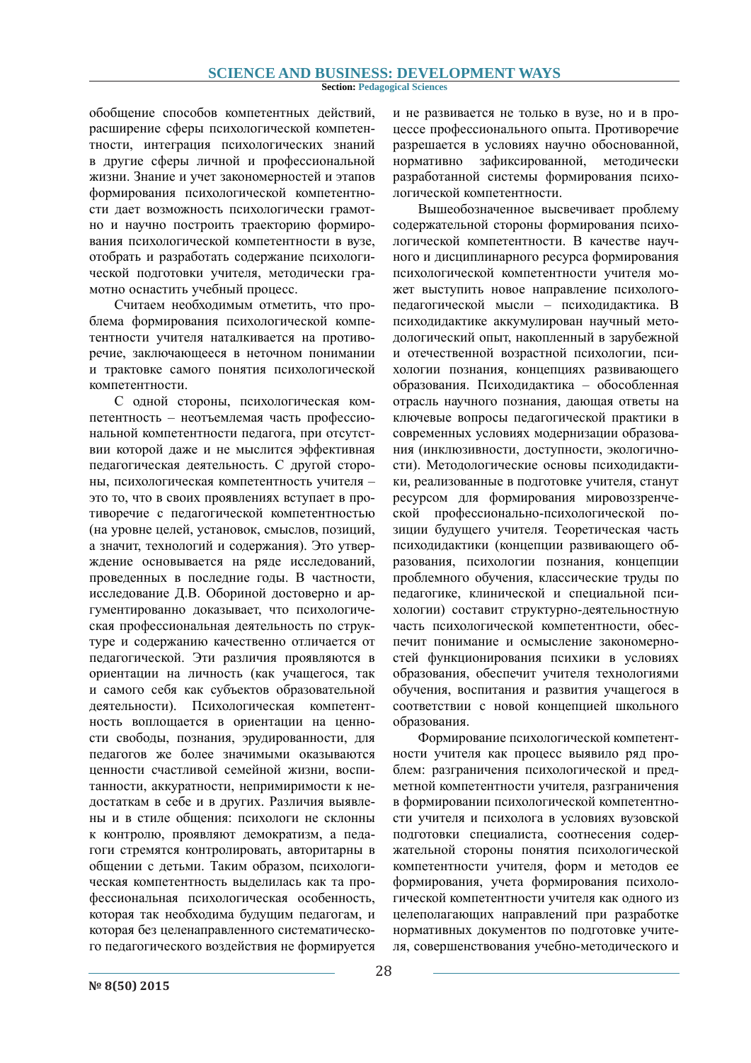обобщение способов компетентных действий, расширение сферы психологической компетентности, интеграция психологических знаний в другие сферы личной и профессиональной жизни. Знание и учет закономерностей и этапов формирования психологической компетентности дает возможность психологически грамотно и научно построить траекторию формирования психологической компетентности в вузе, отобрать и разработать содержание психологической подготовки учителя, методически грамотно оснастить учебный процесс.

Считаем необходимым отметить, что проблема формирования психологической компетентности учителя наталкивается на противоречие, заключающееся в неточном понимании и трактовке самого понятия психологической компетентности.

С одной стороны, психологическая компетентность – неотъемлемая часть профессиональной компетентности педагога, при отсутствии которой даже и не мыслится эффективная педагогическая деятельность. С другой стороны, психологическая компетентность учителя – это то, что в своих проявлениях вступает в противоречие с педагогической компетентностью (на уровне целей, установок, смыслов, позиций, а значит, технологий и содержания). Это утверждение основывается на ряде исследований, проведенных в последние годы. В частности, исследование Д.В. Обориной достоверно и аргументированно доказывает, что психологическая профессиональная деятельность по структуре и содержанию качественно отличается от педагогической. Эти различия проявляются в ориентации на личность (как учащегося, так и самого себя как субъектов образовательной деятельности). Психологическая компетентность воплощается в ориентации на ценности свободы, познания, эрудированности, для педагогов же более значимыми оказываются ценности счастливой семейной жизни, воспитанности, аккуратности, непримиримости к недостаткам в себе и в других. Различия выявлены и в стиле общения: психологи не склонны к контролю, проявляют демократизм, а педагоги стремятся контролировать, авторитарны в общении с детьми. Таким образом, психологическая компетентность выделилась как та профессиональная психологическая особенность, которая так необходима будущим педагогам, и которая без целенаправленного систематического педагогического воздействия не формируется и не развивается не только в вузе, но и в процессе профессионального опыта. Противоречие разрешается в условиях научно обоснованной, нормативно зафиксированной, методически разработанной системы формирования психологической компетентности.

Вышеобозначенное высвечивает проблему содержательной стороны формирования психологической компетентности. В качестве научного и дисциплинарного ресурса формирования психологической компетентности учителя может выступить новое направление психолого-педагогической мысли – психодидактика. В психодидактике аккумулирован научный методологический опыт, накопленный в зарубежной и отечественной возрастной психологии, психологии познания, концепциях развивающего образования. Психодидактика – обособленная отрасль научного познания, дающая ответы на ключевые вопросы педагогической практики в современных условиях модернизации образования (инклюзивности, доступности, экологичности). Методологические основы психодидактики, реализованные в подготовке учителя, станут ресурсом для формирования мировоззренческой профессионально-психологической позиции будущего учителя. Теоретическая часть психодидактики (концепции развивающего образования, психологии познания, концепции проблемного обучения, классические труды по педагогике, клинической и специальной психологии) составит структурно-деятельностную часть психологической компетентности, обеспечит понимание и осмысление закономерностей функционирования психики в условиях образования, обеспечит учителя технологиями обучения, воспитания и развития учащегося в соответствии с новой концепцией школьного образования.

Формирование психологической компетентности учителя как процесс выявило ряд проблем: разграничения психологической и предметной компетентности учителя, разграничения в формировании психологической компетентности учителя и психолога в условиях вузовской подготовки специалиста, соотнесения содержательной стороны понятия психологической компетентности учителя, форм и методов ее формирования, учета формирования психологической компетентности учителя как одного из целеполагающих направлений при разработке нормативных документов по подготовке учителя, совершенствования учебно-методического и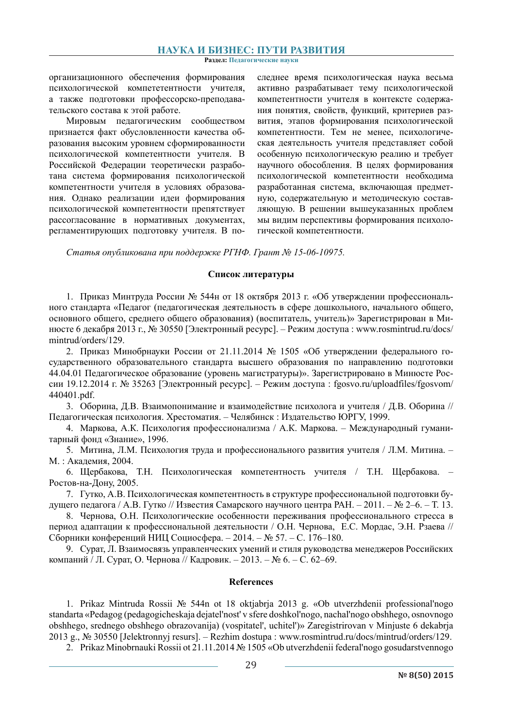организационного обеспечения формирования психологической компететентности учителя, а также подготовки профессорско-преподавательского состава к этой работе.

Мировым педагогическим сообществом признается факт обусловленности качества образования высоким уровнем сформированности психологической компетентности учителя. В Российской Федерации теоретически разработана система формирования психологической компетентности учителя в условиях образования. Однако реализации идеи формирования психологической компетентности препятствует рассогласование в нормативных документах, регламентирующих подготовку учителя. В последнее время психологическая наука весьма активно разрабатывает тему психологической компетентности учителя в контексте содержания понятия, свойств, функций, критериев развития, этапов формирования психологической компетентности. Тем не менее, психологическая деятельность учителя представляет собой особенную психологическую реалию и требует научного обособления. В целях формирования психологической компетентности необходима разработанная система, включающая предметную, содержательную и методическую составляющую. В решении вышеуказанных проблем мы видим перспективы формирования психологической компетентности.

*Статья опубликована при поддержке РГНФ. Грант № 15-06-10975.*

## Список литературы

1. Приказ Минтруда России № 544н от 18 октября 2013 г. «Об утверждении профессионального стандарта «Педагог (педагогическая деятельность в сфере дошкольного, начального общего, основного общего, среднего общего образования) (воспитатель, учитель)» Зарегистрирован в Минюсте 6 декабря 2013 г., № 30550 [Электронный ресурс]. – Режим доступа : www.rosmintrud.ru/docs/mintrud/orders/129.
2. Приказ Минобрнауки России от 21.11.2014 № 1505 «Об утверждении федерального государственного образовательного стандарта высшего образования по направлению подготовки 44.04.01 Педагогическое образование (уровень магистратуры)». Зарегистрировано в Минюсте России 19.12.2014 г. № 35263 [Электронный ресурс]. – Режим доступа : fgosvo.ru/uploadfiles/fgosvom/440401.pdf.
3. Оборина, Д.В. Взаимопонимание и взаимодействие психолога и учителя / Д.В. Оборина // Педагогическая психология. Хрестоматия. – Челябинск : Издательство ЮРГУ, 1999.
4. Маркова, А.К. Психология профессионализма / А.К. Маркова. – Международный гуманитарный фонд «Знание», 1996.
5. Митина, Л.М. Психология труда и профессионального развития учителя / Л.М. Митина. – М. : Академия, 2004.
6. Щербакова, Т.Н. Психологическая компетентность учителя / Т.Н. Щербакова. – Ростов-на-Дону, 2005.
7. Гутко, А.В. Психологическая компетентность в структуре профессиональной подготовки будущего педагога / А.В. Гутко // Известия Самарского научного центра РАН. – 2011. – № 2–6. – Т. 13.
8. Чернова, О.Н. Психологические особенности переживания профессионального стресса в период адаптации к профессиональной деятельности / О.Н. Чернова, Е.С. Мордас, Э.Н. Рзаева // Сборники конференций НИЦ Социосфера. – 2014. – № 57. – С. 176–180.
9. Сурат, Л. Взаимосвязь управленческих умений и стиля руководства менеджеров Российских компаний / Л. Сурат, О. Чернова // Кадровик. – 2013. – № 6. – С. 62–69.

## References

1. Prikaz Mintruda Rossii № 544n ot 18 oktjabrja 2013 g. «Ob utverzhdenii professional'nogo standarta «Pedagog (pedagogicheskaja dejatel'nost' v sfere doshkol'nogo, nachal'nogo obshhego, osnovnogo obshhego, srednego obshhego obrazovanija) (vospitatel', uchitel')» Zaregistrirovan v Minjuste 6 dekabrja 2013 g., № 30550 [Jelektronnyj resurs]. – Rezhim dostupa : www.rosmintrud.ru/docs/mintrud/orders/129.
2. Prikaz Minobrnauki Rossii ot 21.11.2014 № 1505 «Ob utverzhdenii federal'nogo gosudarstvennogo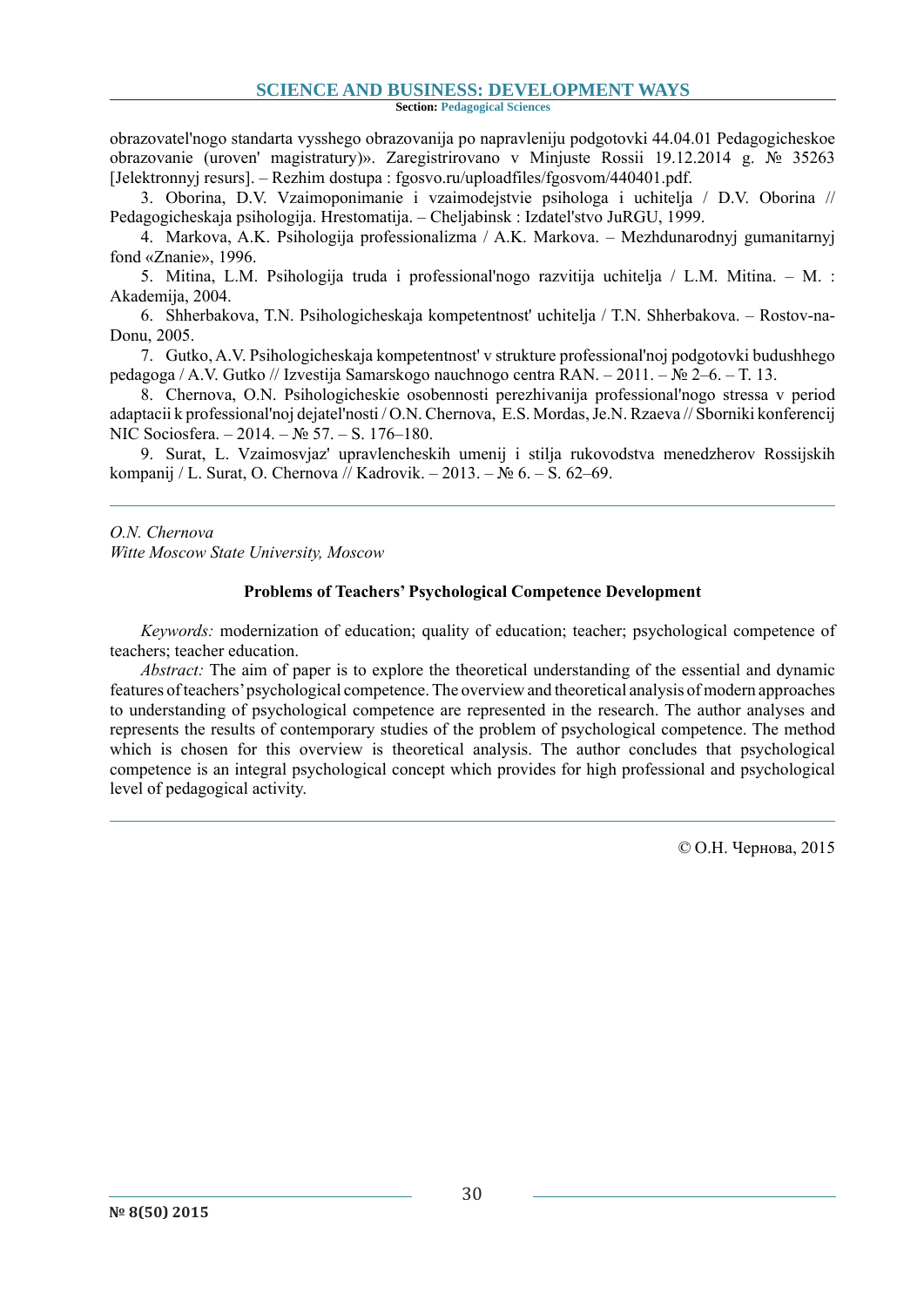obrazovatel'nogo standarta vysshego obrazovanija po napravleniju podgotovki 44.04.01 Pedagogicheskoe obrazovanie (uroven' magistratury)». Zaregistrirovano v Minjuste Rossii 19.12.2014 g. № 35263 [Jelektronnyj resurs]. – Rezhim dostupa : fgosvo.ru/uploadfiles/fgosvom/440401.pdf.

3. Oborina, D.V. Vzaimoponimanie i vzaimodejstvie psihologa i uchitelja / D.V. Oborina // Pedagogicheskaja psihologija. Hrestomatija. – Cheljabinsk : Izdatel'stvo JuRGU, 1999.

4. Markova, A.K. Psihologija professionalizma / A.K. Markova. – Mezhdunarodnyj gumanitarnyj fond «Znanie», 1996.

5. Mitina, L.M. Psihologija truda i professional'nogo razvitija uchitelja / L.M. Mitina. – M. : Akademija, 2004.

6. Shherbakova, T.N. Psihologicheskaja kompetentnost' uchitelja / T.N. Shherbakova. – Rostov-na-Donu, 2005.

7. Gutko, A.V. Psihologicheskaja kompetentnost' v strukture professional'noj podgotovki budushhego pedagoga / A.V. Gutko // Izvestija Samarskogo nauchnogo centra RAN. – 2011. – № 2–6. – T. 13.

8. Chernova, O.N. Psihologicheskie osobennosti perezhivanija professional'nogo stressa v period adaptacii k professional'noj dejatel'nosti / O.N. Chernova, E.S. Mordas, Je.N. Rzaeva // Sborniki konferencij NIC Sociosfera. – 2014. – № 57. – S. 176–180.

9. Surat, L. Vzaimosvjaz' upravlencheskih umenij i stilja rukovodstva menedzherov Rossijskih kompanij / L. Surat, O. Chernova // Kadrovik. – 2013. – № 6. – S. 62–69.

---

*O.N. Chernova*
*Witte Moscow State University, Moscow*

**Problems of Teachers' Psychological Competence Development**

*Keywords:* modernization of education; quality of education; teacher; psychological competence of teachers; teacher education.

*Abstract:* The aim of paper is to explore the theoretical understanding of the essential and dynamic features of teachers' psychological competence. The overview and theoretical analysis of modern approaches to understanding of psychological competence are represented in the research. The author analyses and represents the results of contemporary studies of the problem of psychological competence. The method which is chosen for this overview is theoretical analysis. The author concludes that psychological competence is an integral psychological concept which provides for high professional and psychological level of pedagogical activity.

---

© О.Н. Чернова, 2015